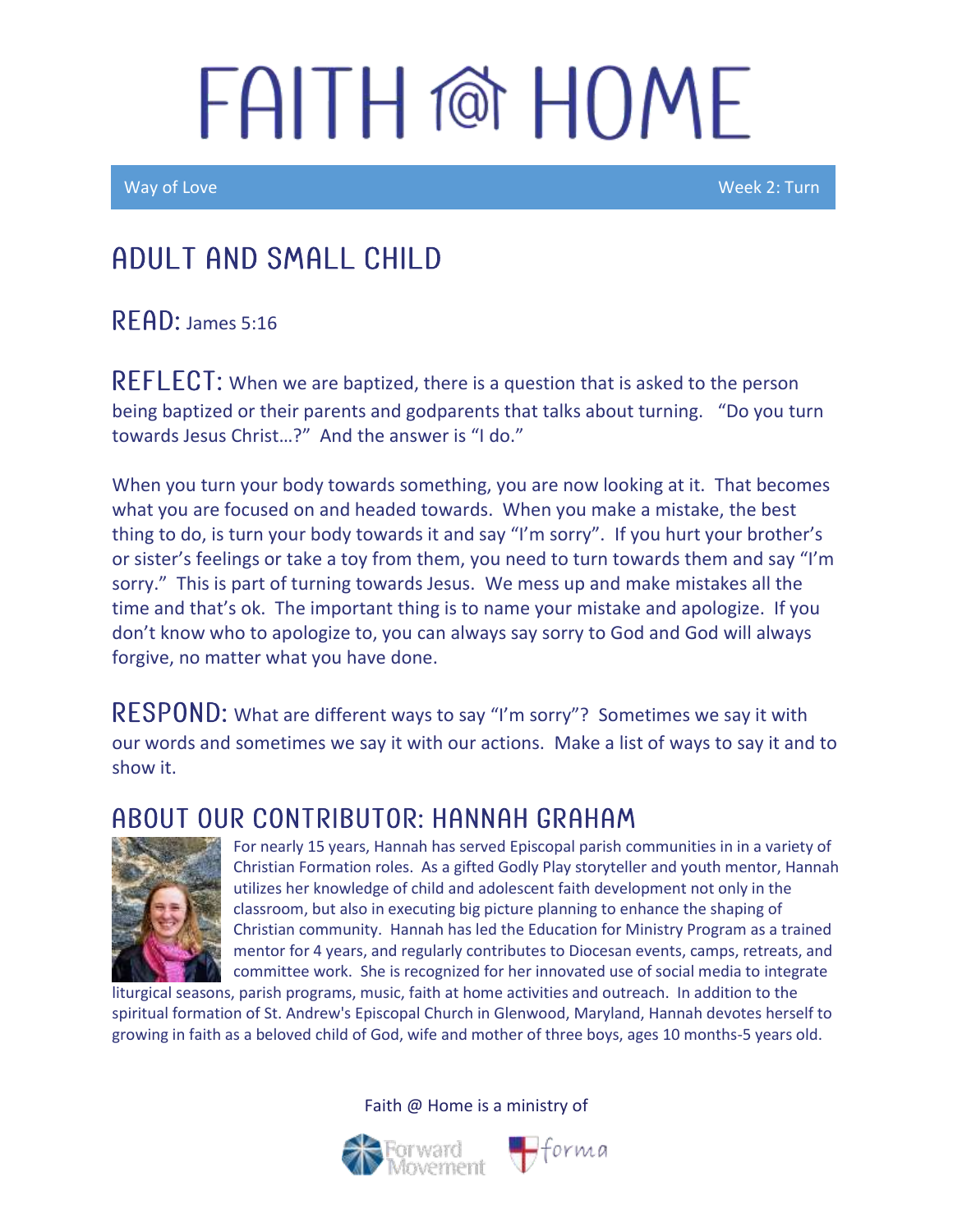# FAITH @ HOME

Way of Love | Week 2: Turn

## ADULT AND SMALL CHILD

**READ:** James 5:16

**REFLECT:** When we are baptized, there is a question that is asked to the person being baptized or their parents and godparents that talks about turning. "Do you turn towards Jesus Christ…?" And the answer is "I do."

When you turn your body towards something, you are now looking at it. That becomes what you are focused on and headed towards. When you make a mistake, the best thing to do, is turn your body towards it and say "I'm sorry". If you hurt your brother's or sister's feelings or take a toy from them, you need to turn towards them and say "I'm sorry." This is part of turning towards Jesus. We mess up and make mistakes all the time and that's ok. The important thing is to name your mistake and apologize. If you don't know who to apologize to, you can always say sorry to God and God will always forgive, no matter what you have done.

**RESPOND:** What are different ways to say "I'm sorry"? Sometimes we say it with our words and sometimes we say it with our actions. Make a list of ways to say it and to show it.

## ABOUT OUR CONTRIBUTOR: HANNAH GRAHAM

For nearly 15 years, Hannah has served Episcopal parish communities in in a variety of Christian Formation roles. As a gifted Godly Play storyteller and youth mentor, Hannah utilizes her knowledge of child and adolescent faith development not only in the classroom, but also in executing big picture planning to enhance the shaping of Christian community. Hannah has led the Education for Ministry Program as a trained mentor for 4 years, and regularly contributes to Diocesan events, camps, retreats, and committee work. She is recognized for her innovated use of social media to integrate liturgical seasons, parish programs, music, faith at home activities and outreach. In addition to the spiritual formation of St. Andrew's Episcopal Church in Glenwood, Maryland, Hannah devotes herself to growing in faith as a beloved child of God, wife and mother of three boys, ages 10 months-5 years old.

Faith @ Home is a ministry of Forward Movement and forma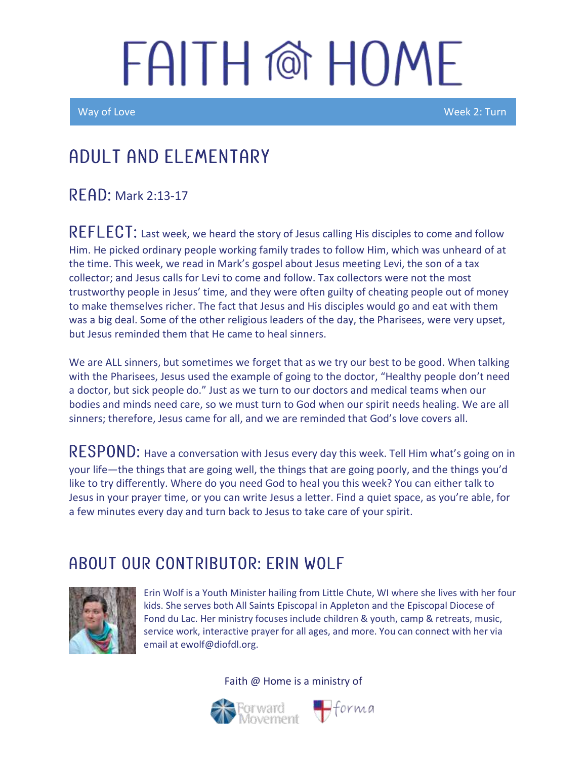# FAITH @ HOME

Way of Love — Week 2: Turn

## ADULT AND ELEMENTARY

**READ:** Mark 2:13-17

**REFLECT:** Last week, we heard the story of Jesus calling His disciples to come and follow Him. He picked ordinary people working family trades to follow Him, which was unheard of at the time. This week, we read in Mark's gospel about Jesus meeting Levi, the son of a tax collector; and Jesus calls for Levi to come and follow. Tax collectors were not the most trustworthy people in Jesus' time, and they were often guilty of cheating people out of money to make themselves richer. The fact that Jesus and His disciples would go and eat with them was a big deal. Some of the other religious leaders of the day, the Pharisees, were very upset, but Jesus reminded them that He came to heal sinners.

We are ALL sinners, but sometimes we forget that as we try our best to be good. When talking with the Pharisees, Jesus used the example of going to the doctor, "Healthy people don't need a doctor, but sick people do." Just as we turn to our doctors and medical teams when our bodies and minds need care, so we must turn to God when our spirit needs healing. We are all sinners; therefore, Jesus came for all, and we are reminded that God's love covers all.

**RESPOND:** Have a conversation with Jesus every day this week. Tell Him what's going on in your life—the things that are going well, the things that are going poorly, and the things you'd like to try differently. Where do you need God to heal you this week? You can either talk to Jesus in your prayer time, or you can write Jesus a letter. Find a quiet space, as you're able, for a few minutes every day and turn back to Jesus to take care of your spirit.

## ABOUT OUR CONTRIBUTOR: ERIN WOLF

Erin Wolf is a Youth Minister hailing from Little Chute, WI where she lives with her four kids. She serves both All Saints Episcopal in Appleton and the Episcopal Diocese of Fond du Lac. Her ministry focuses include children & youth, camp & retreats, music, service work, interactive prayer for all ages, and more. You can connect with her via email at ewolf@diofdl.org.

Faith @ Home is a ministry of Forward Movement and forma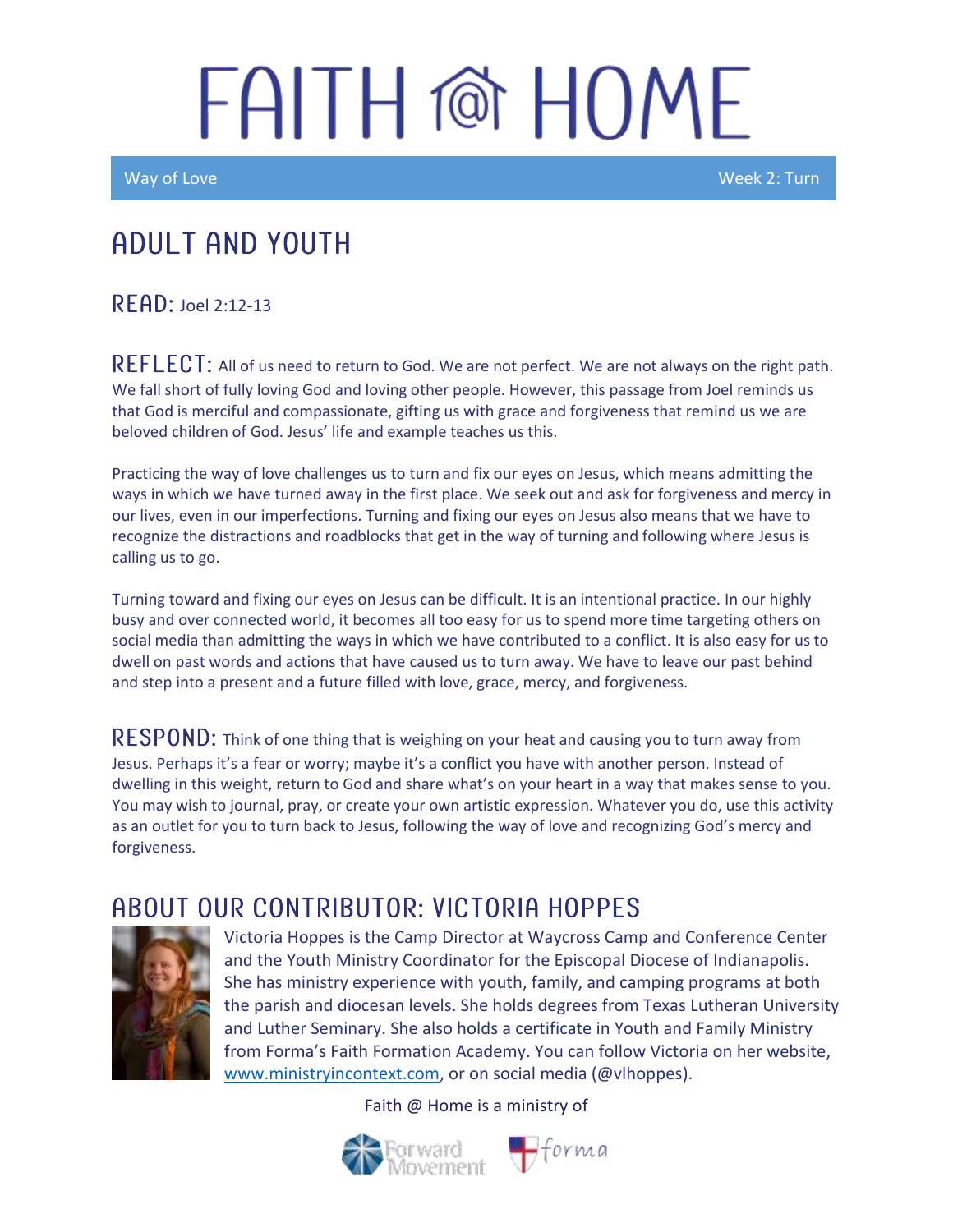# FAITH @ HOME

Way of Love — Week 2: Turn

## ADULT AND YOUTH

**READ:** Joel 2:12-13

**REFLECT:** All of us need to return to God. We are not perfect. We are not always on the right path. We fall short of fully loving God and loving other people. However, this passage from Joel reminds us that God is merciful and compassionate, gifting us with grace and forgiveness that remind us we are beloved children of God. Jesus' life and example teaches us this.

Practicing the way of love challenges us to turn and fix our eyes on Jesus, which means admitting the ways in which we have turned away in the first place. We seek out and ask for forgiveness and mercy in our lives, even in our imperfections. Turning and fixing our eyes on Jesus also means that we have to recognize the distractions and roadblocks that get in the way of turning and following where Jesus is calling us to go.

Turning toward and fixing our eyes on Jesus can be difficult. It is an intentional practice. In our highly busy and over connected world, it becomes all too easy for us to spend more time targeting others on social media than admitting the ways in which we have contributed to a conflict. It is also easy for us to dwell on past words and actions that have caused us to turn away. We have to leave our past behind and step into a present and a future filled with love, grace, mercy, and forgiveness.

**RESPOND:** Think of one thing that is weighing on your heat and causing you to turn away from Jesus. Perhaps it's a fear or worry; maybe it's a conflict you have with another person. Instead of dwelling in this weight, return to God and share what's on your heart in a way that makes sense to you. You may wish to journal, pray, or create your own artistic expression. Whatever you do, use this activity as an outlet for you to turn back to Jesus, following the way of love and recognizing God's mercy and forgiveness.

## ABOUT OUR CONTRIBUTOR: VICTORIA HOPPES

Victoria Hoppes is the Camp Director at Waycross Camp and Conference Center and the Youth Ministry Coordinator for the Episcopal Diocese of Indianapolis. She has ministry experience with youth, family, and camping programs at both the parish and diocesan levels. She holds degrees from Texas Lutheran University and Luther Seminary. She also holds a certificate in Youth and Family Ministry from Forma's Faith Formation Academy. You can follow Victoria on her website, [www.ministryincontext.com](http://www.ministryincontext.com), or on social media (@vlhoppes).

Faith @ Home is a ministry of

Forward Movement — forma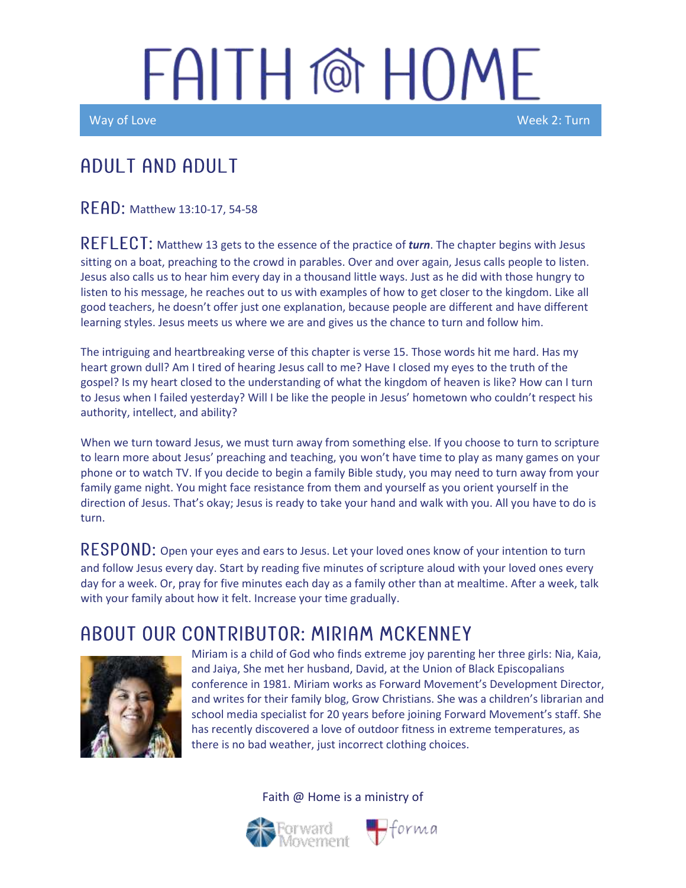# FAITH @ HOME

Way of Love — Week 2: Turn

## ADULT AND ADULT

**READ:** Matthew 13:10-17, 54-58

**REFLECT:** Matthew 13 gets to the essence of the practice of ***turn***. The chapter begins with Jesus sitting on a boat, preaching to the crowd in parables. Over and over again, Jesus calls people to listen. Jesus also calls us to hear him every day in a thousand little ways. Just as he did with those hungry to listen to his message, he reaches out to us with examples of how to get closer to the kingdom. Like all good teachers, he doesn't offer just one explanation, because people are different and have different learning styles. Jesus meets us where we are and gives us the chance to turn and follow him.

The intriguing and heartbreaking verse of this chapter is verse 15. Those words hit me hard. Has my heart grown dull? Am I tired of hearing Jesus call to me? Have I closed my eyes to the truth of the gospel? Is my heart closed to the understanding of what the kingdom of heaven is like? How can I turn to Jesus when I failed yesterday? Will I be like the people in Jesus' hometown who couldn't respect his authority, intellect, and ability?

When we turn toward Jesus, we must turn away from something else. If you choose to turn to scripture to learn more about Jesus' preaching and teaching, you won't have time to play as many games on your phone or to watch TV. If you decide to begin a family Bible study, you may need to turn away from your family game night. You might face resistance from them and yourself as you orient yourself in the direction of Jesus. That's okay; Jesus is ready to take your hand and walk with you. All you have to do is turn.

**RESPOND:** Open your eyes and ears to Jesus. Let your loved ones know of your intention to turn and follow Jesus every day. Start by reading five minutes of scripture aloud with your loved ones every day for a week. Or, pray for five minutes each day as a family other than at mealtime. After a week, talk with your family about how it felt. Increase your time gradually.

## ABOUT OUR CONTRIBUTOR: MIRIAM MCKENNEY

Miriam is a child of God who finds extreme joy parenting her three girls: Nia, Kaia, and Jaiya, She met her husband, David, at the Union of Black Episcopalians conference in 1981. Miriam works as Forward Movement's Development Director, and writes for their family blog, Grow Christians. She was a children's librarian and school media specialist for 20 years before joining Forward Movement's staff. She has recently discovered a love of outdoor fitness in extreme temperatures, as there is no bad weather, just incorrect clothing choices.

Faith @ Home is a ministry of

Forward Movement — forma